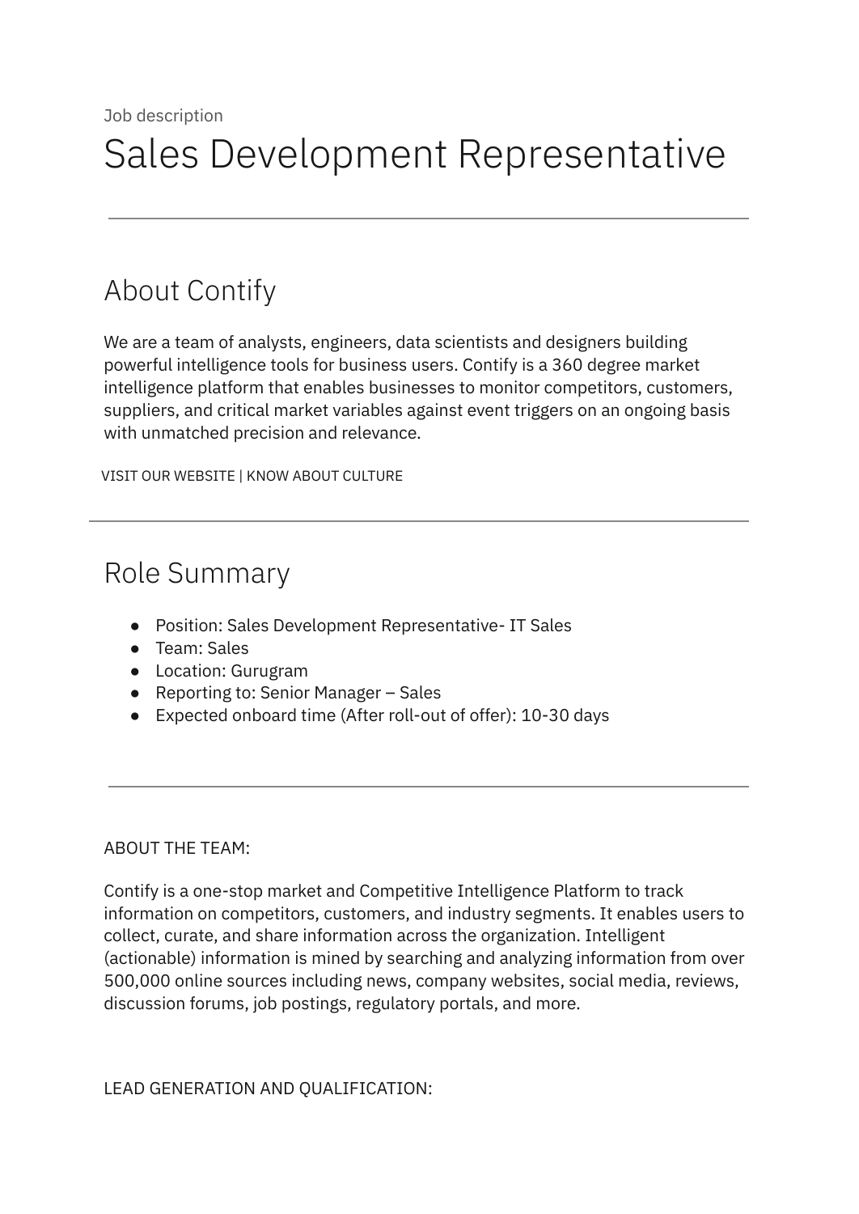Job description

# Sales Development Representative

---

## About Contify

We are a team of analysts, engineers, data scientists and designers building powerful intelligence tools for business users. Contify is a 360 degree market intelligence platform that enables businesses to monitor competitors, customers, suppliers, and critical market variables against event triggers on an ongoing basis with unmatched precision and relevance.

VISIT OUR WEBSITE | KNOW ABOUT CULTURE

---

## Role Summary

- Position: Sales Development Representative- IT Sales
- Team: Sales
- Location: Gurugram
- Reporting to: Senior Manager – Sales
- Expected onboard time (After roll-out of offer): 10-30 days

---

ABOUT THE TEAM:

Contify is a one-stop market and Competitive Intelligence Platform to track information on competitors, customers, and industry segments. It enables users to collect, curate, and share information across the organization. Intelligent (actionable) information is mined by searching and analyzing information from over 500,000 online sources including news, company websites, social media, reviews, discussion forums, job postings, regulatory portals, and more.

LEAD GENERATION AND QUALIFICATION: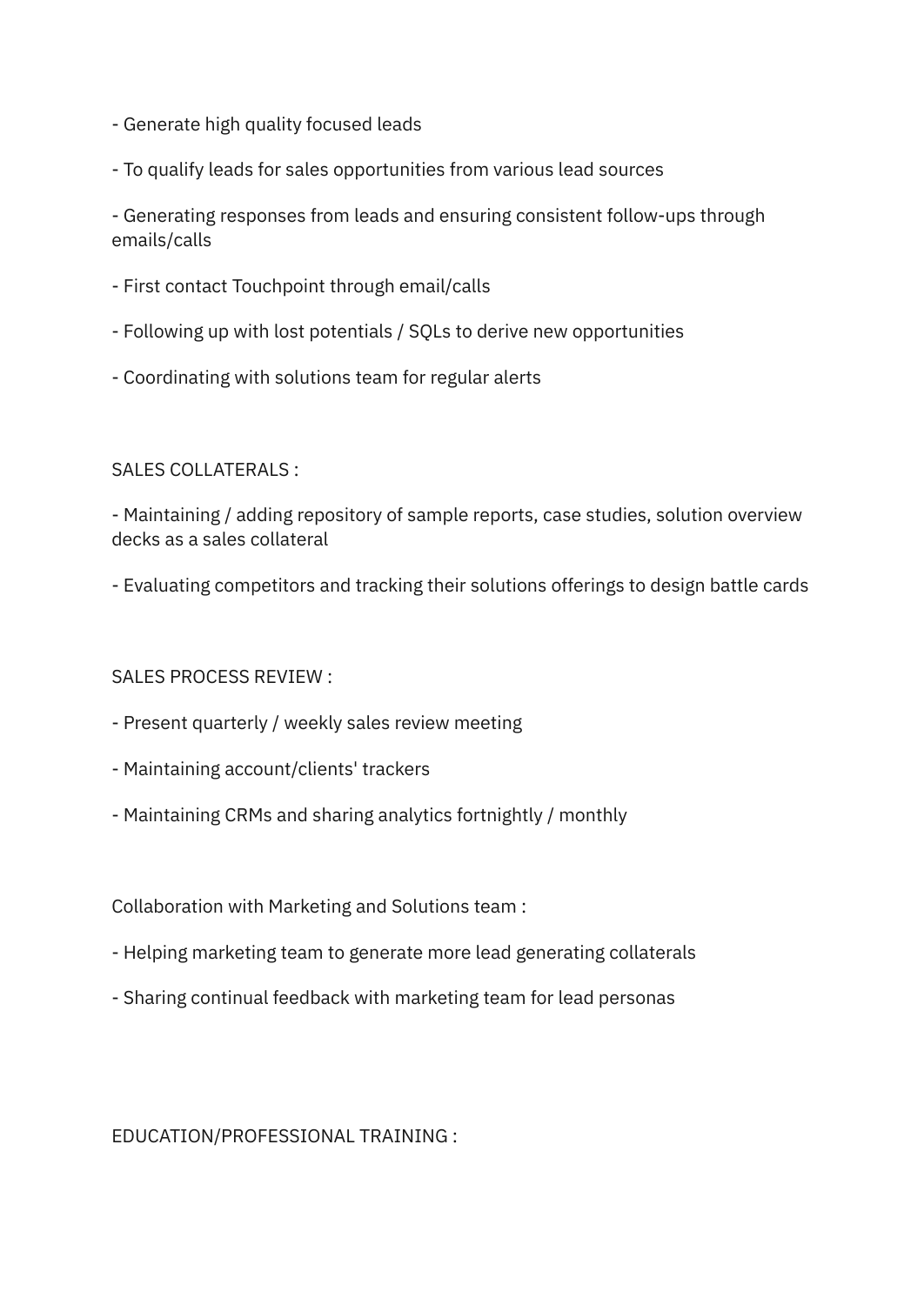- Generate high quality focused leads

- To qualify leads for sales opportunities from various lead sources

- Generating responses from leads and ensuring consistent follow-ups through emails/calls

- First contact Touchpoint through email/calls

- Following up with lost potentials / SQLs to derive new opportunities

- Coordinating with solutions team for regular alerts

SALES COLLATERALS :

- Maintaining / adding repository of sample reports, case studies, solution overview decks as a sales collateral

- Evaluating competitors and tracking their solutions offerings to design battle cards

SALES PROCESS REVIEW :

- Present quarterly / weekly sales review meeting

- Maintaining account/clients' trackers

- Maintaining CRMs and sharing analytics fortnightly / monthly

Collaboration with Marketing and Solutions team :

- Helping marketing team to generate more lead generating collaterals

- Sharing continual feedback with marketing team for lead personas

EDUCATION/PROFESSIONAL TRAINING :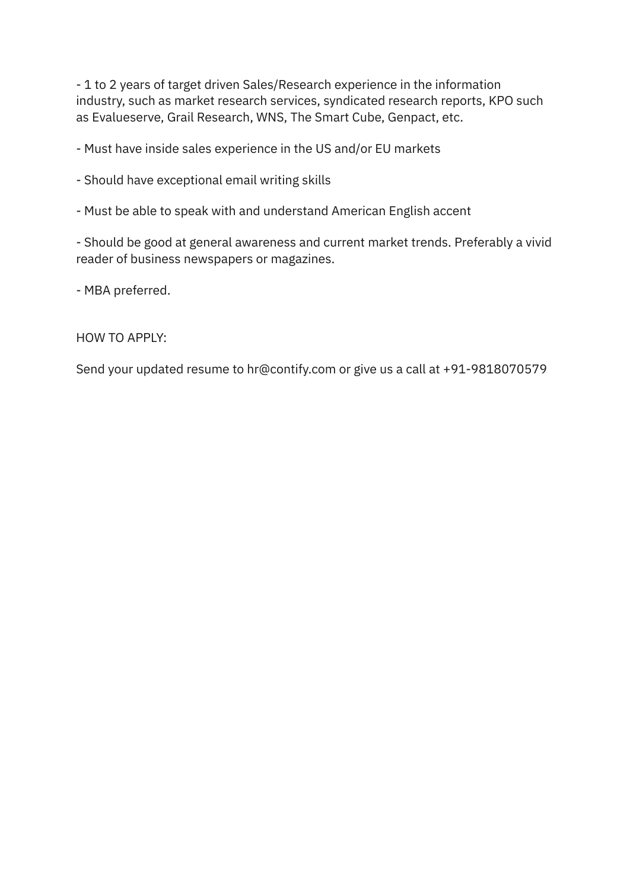- 1 to 2 years of target driven Sales/Research experience in the information industry, such as market research services, syndicated research reports, KPO such as Evalueserve, Grail Research, WNS, The Smart Cube, Genpact, etc.

- Must have inside sales experience in the US and/or EU markets

- Should have exceptional email writing skills

- Must be able to speak with and understand American English accent

- Should be good at general awareness and current market trends. Preferably a vivid reader of business newspapers or magazines.

- MBA preferred.

HOW TO APPLY:

Send your updated resume to hr@contify.com or give us a call at +91-9818070579